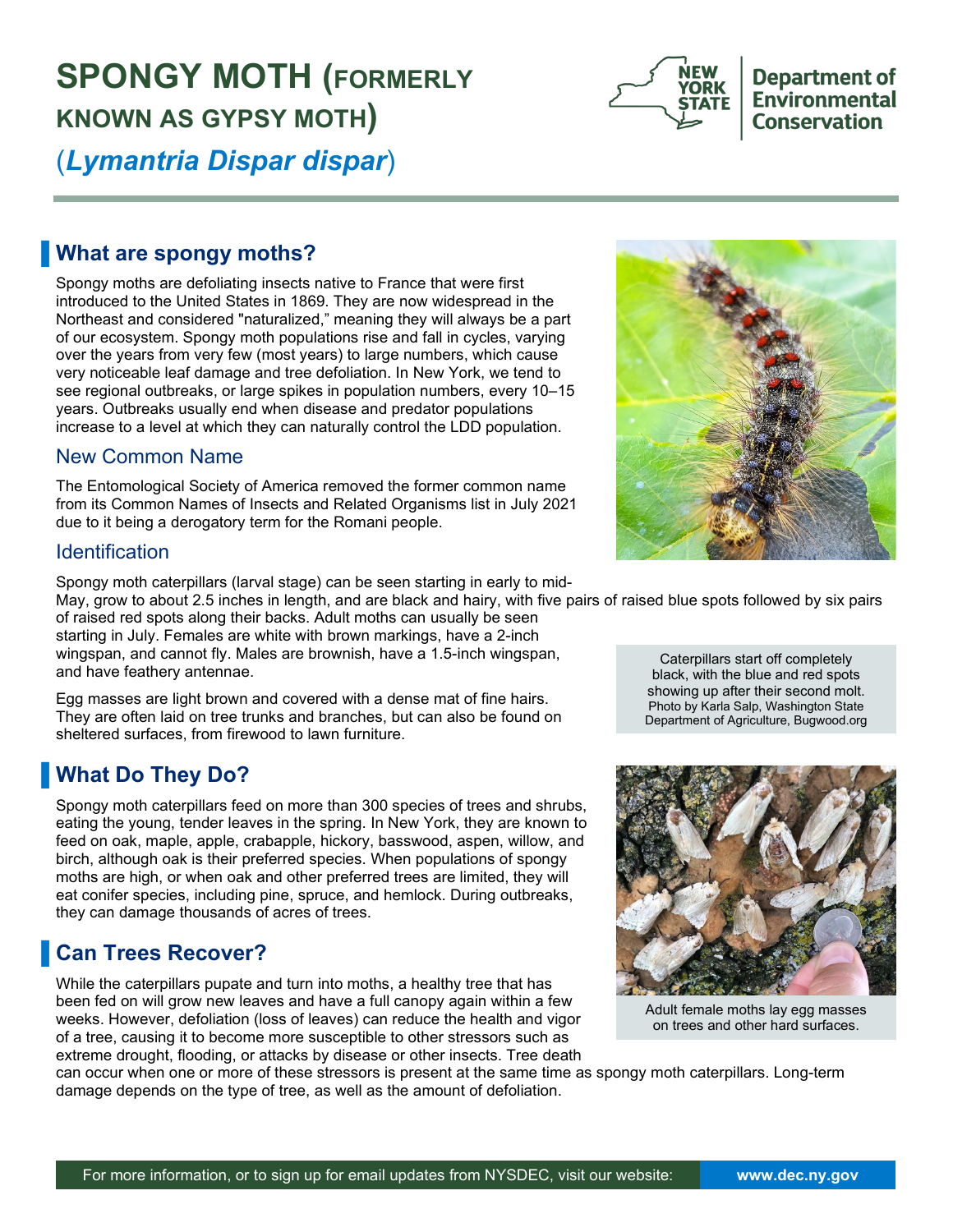# SPONGY MOTH (FORMERLY KNOWN AS GYPSY MOTH)

(*Lymantria Dispar dispar*)

## What are spongy moths?

Spongy moths are defoliating insects native to France that were first introduced to the United States in 1869. They are now widespread in the Northeast and considered "naturalized," meaning they will always be a part of our ecosystem. Spongy moth populations rise and fall in cycles, varying over the years from very few (most years) to large numbers, which cause very noticeable leaf damage and tree defoliation. In New York, we tend to see regional outbreaks, or large spikes in population numbers, every 10–15 years. Outbreaks usually end when disease and predator populations increase to a level at which they can naturally control the LDD population.

### New Common Name

The Entomological Society of America removed the former common name from its Common Names of Insects and Related Organisms list in July 2021 due to it being a derogatory term for the Romani people.

### Identification

Spongy moth caterpillars (larval stage) can be seen starting in early to mid-May, grow to about 2.5 inches in length, and are black and hairy, with five pairs of raised blue spots followed by six pairs of raised red spots along their backs. Adult moths can usually be seen starting in July. Females are white with brown markings, have a 2-inch wingspan, and cannot fly. Males are brownish, have a 1.5-inch wingspan, and have feathery antennae.

Egg masses are light brown and covered with a dense mat of fine hairs. They are often laid on tree trunks and branches, but can also be found on sheltered surfaces, from firewood to lawn furniture.

Caterpillars start off completely black, with the blue and red spots showing up after their second molt. Photo by Karla Salp, Washington State Department of Agriculture, Bugwood.org

## What Do They Do?

Spongy moth caterpillars feed on more than 300 species of trees and shrubs, eating the young, tender leaves in the spring. In New York, they are known to feed on oak, maple, apple, crabapple, hickory, basswood, aspen, willow, and birch, although oak is their preferred species. When populations of spongy moths are high, or when oak and other preferred trees are limited, they will eat conifer species, including pine, spruce, and hemlock. During outbreaks, they can damage thousands of acres of trees.

## Can Trees Recover?

While the caterpillars pupate and turn into moths, a healthy tree that has been fed on will grow new leaves and have a full canopy again within a few weeks. However, defoliation (loss of leaves) can reduce the health and vigor of a tree, causing it to become more susceptible to other stressors such as extreme drought, flooding, or attacks by disease or other insects. Tree death can occur when one or more of these stressors is present at the same time as spongy moth caterpillars. Long-term damage depends on the type of tree, as well as the amount of defoliation.

Adult female moths lay egg masses on trees and other hard surfaces.

For more information, or to sign up for email updates from NYSDEC, visit our website: www.dec.ny.gov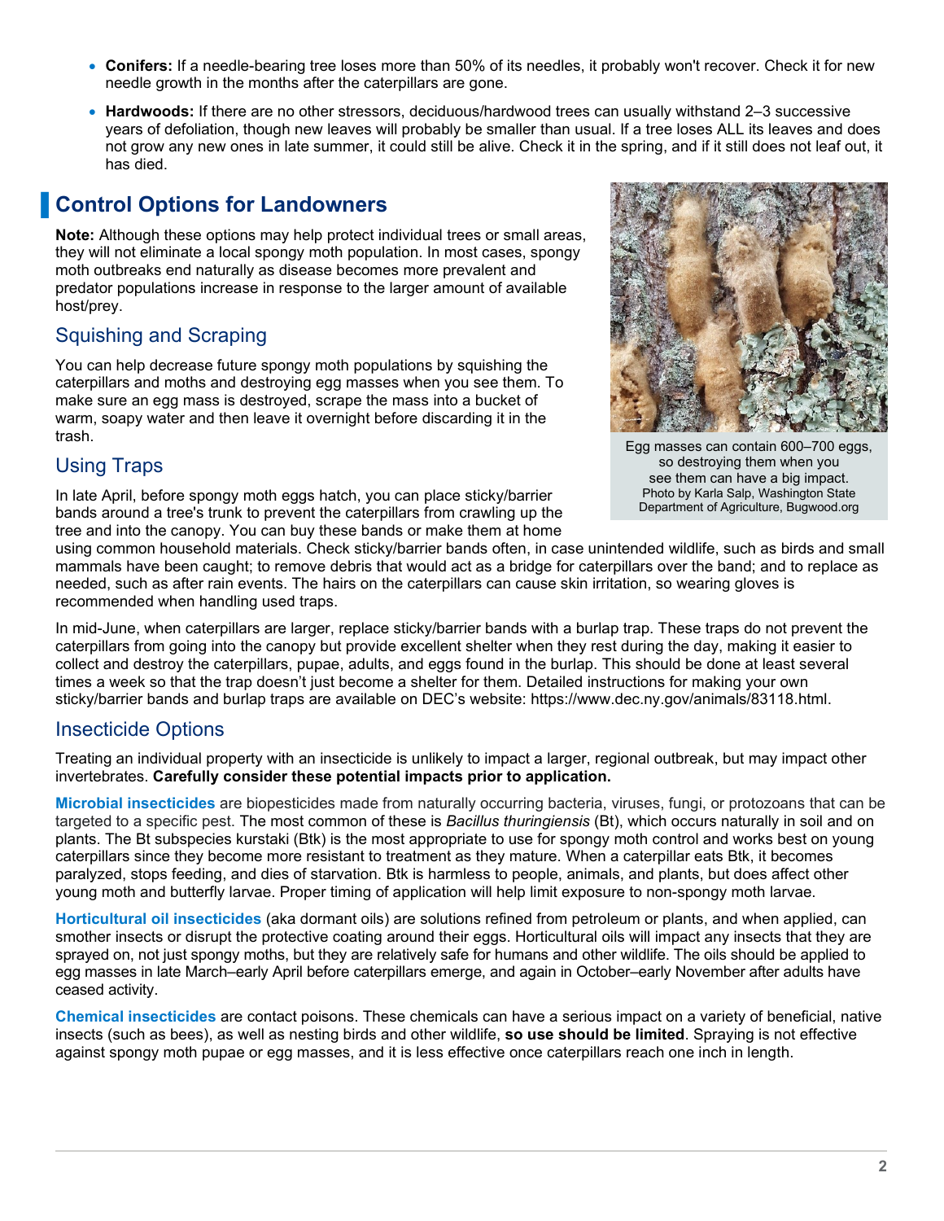- **Conifers:** If a needle-bearing tree loses more than 50% of its needles, it probably won't recover. Check it for new needle growth in the months after the caterpillars are gone.
- **Hardwoods:** If there are no other stressors, deciduous/hardwood trees can usually withstand 2–3 successive years of defoliation, though new leaves will probably be smaller than usual. If a tree loses ALL its leaves and does not grow any new ones in late summer, it could still be alive. Check it in the spring, and if it still does not leaf out, it has died.

## Control Options for Landowners

**Note:** Although these options may help protect individual trees or small areas, they will not eliminate a local spongy moth population. In most cases, spongy moth outbreaks end naturally as disease becomes more prevalent and predator populations increase in response to the larger amount of available host/prey.

### Squishing and Scraping

You can help decrease future spongy moth populations by squishing the caterpillars and moths and destroying egg masses when you see them. To make sure an egg mass is destroyed, scrape the mass into a bucket of warm, soapy water and then leave it overnight before discarding it in the trash.

Egg masses can contain 600–700 eggs, so destroying them when you see them can have a big impact.
Photo by Karla Salp, Washington State Department of Agriculture, Bugwood.org

### Using Traps

In late April, before spongy moth eggs hatch, you can place sticky/barrier bands around a tree's trunk to prevent the caterpillars from crawling up the tree and into the canopy. You can buy these bands or make them at home using common household materials. Check sticky/barrier bands often, in case unintended wildlife, such as birds and small mammals have been caught; to remove debris that would act as a bridge for caterpillars over the band; and to replace as needed, such as after rain events. The hairs on the caterpillars can cause skin irritation, so wearing gloves is recommended when handling used traps.

In mid-June, when caterpillars are larger, replace sticky/barrier bands with a burlap trap. These traps do not prevent the caterpillars from going into the canopy but provide excellent shelter when they rest during the day, making it easier to collect and destroy the caterpillars, pupae, adults, and eggs found in the burlap. This should be done at least several times a week so that the trap doesn't just become a shelter for them. Detailed instructions for making your own sticky/barrier bands and burlap traps are available on DEC's website: https://www.dec.ny.gov/animals/83118.html.

### Insecticide Options

Treating an individual property with an insecticide is unlikely to impact a larger, regional outbreak, but may impact other invertebrates. **Carefully consider these potential impacts prior to application.**

**Microbial insecticides** are biopesticides made from naturally occurring bacteria, viruses, fungi, or protozoans that can be targeted to a specific pest. The most common of these is *Bacillus thuringiensis* (Bt), which occurs naturally in soil and on plants. The Bt subspecies kurstaki (Btk) is the most appropriate to use for spongy moth control and works best on young caterpillars since they become more resistant to treatment as they mature. When a caterpillar eats Btk, it becomes paralyzed, stops feeding, and dies of starvation. Btk is harmless to people, animals, and plants, but does affect other young moth and butterfly larvae. Proper timing of application will help limit exposure to non-spongy moth larvae.

**Horticultural oil insecticides** (aka dormant oils) are solutions refined from petroleum or plants, and when applied, can smother insects or disrupt the protective coating around their eggs. Horticultural oils will impact any insects that they are sprayed on, not just spongy moths, but they are relatively safe for humans and other wildlife. The oils should be applied to egg masses in late March–early April before caterpillars emerge, and again in October–early November after adults have ceased activity.

**Chemical insecticides** are contact poisons. These chemicals can have a serious impact on a variety of beneficial, native insects (such as bees), as well as nesting birds and other wildlife, **so use should be limited**. Spraying is not effective against spongy moth pupae or egg masses, and it is less effective once caterpillars reach one inch in length.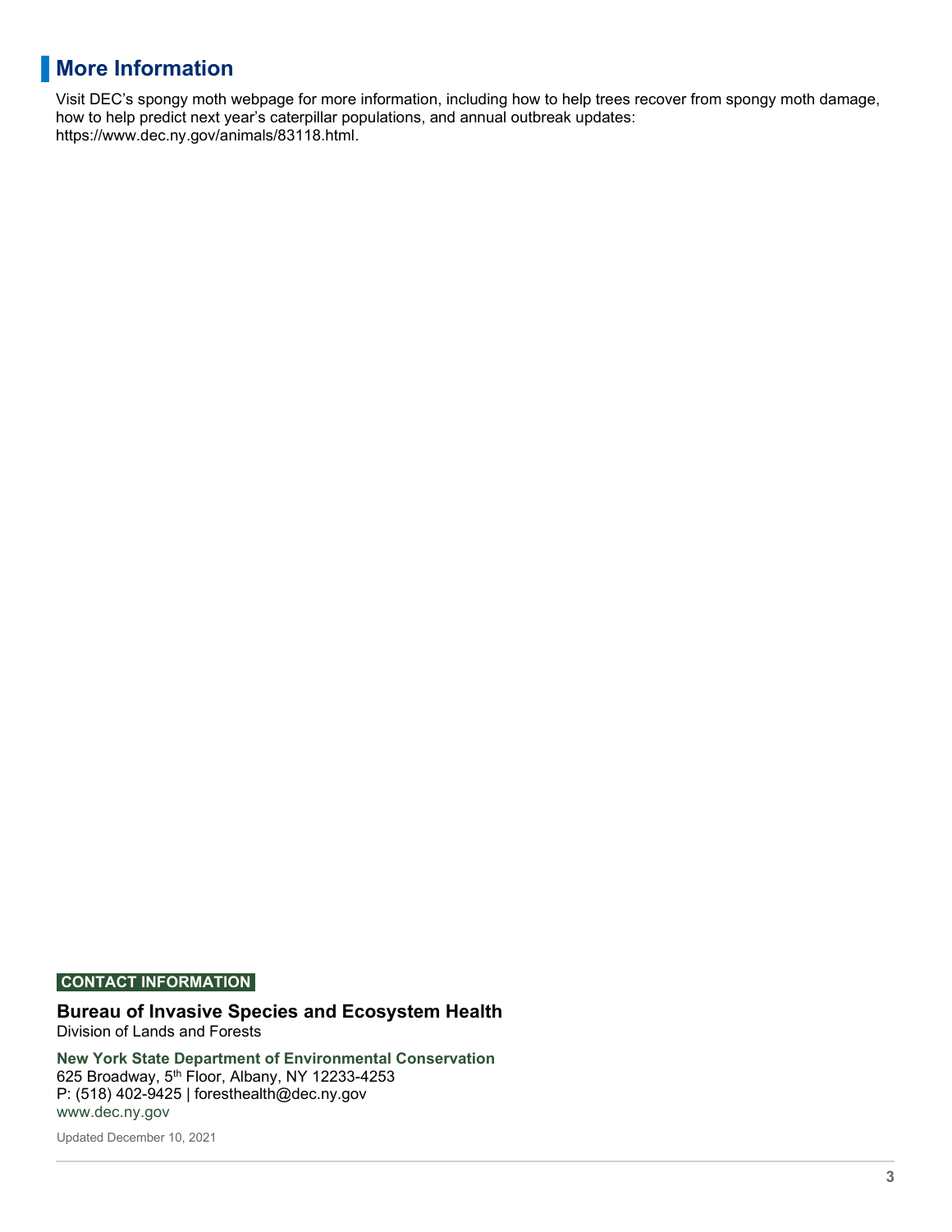## More Information

Visit DEC's spongy moth webpage for more information, including how to help trees recover from spongy moth damage, how to help predict next year's caterpillar populations, and annual outbreak updates: https://www.dec.ny.gov/animals/83118.html.

**CONTACT INFORMATION**

**Bureau of Invasive Species and Ecosystem Health**
Division of Lands and Forests

**New York State Department of Environmental Conservation**
625 Broadway, 5th Floor, Albany, NY 12233-4253
P: (518) 402-9425 | foresthealth@dec.ny.gov
www.dec.ny.gov

Updated December 10, 2021